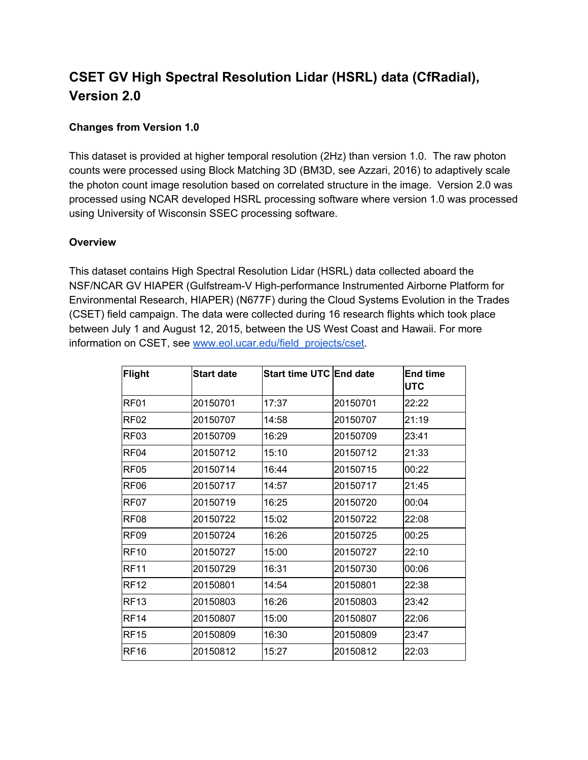# CSET GV High Spectral Resolution Lidar (HSRL) data (CfRadial), Version 2.0

### Changes from Version 1.0

This dataset is provided at higher temporal resolution (2Hz) than version 1.0. The raw photon counts were processed using Block Matching 3D (BM3D, see Azzari, 2016) to adaptively scale the photon count image resolution based on correlated structure in the image. Version 2.0 was processed using NCAR developed HSRL processing software where version 1.0 was processed using University of Wisconsin SSEC processing software.

### Overview

This dataset contains High Spectral Resolution Lidar (HSRL) data collected aboard the NSF/NCAR GV HIAPER (Gulfstream-V High-performance Instrumented Airborne Platform for Environmental Research, HIAPER) (N677F) during the Cloud Systems Evolution in the Trades (CSET) field campaign. The data were collected during 16 research flights which took place between July 1 and August 12, 2015, between the US West Coast and Hawaii. For more information on CSET, see [www.eol.ucar.edu/field_projects/cset](www.eol.ucar.edu/field_projects/cset).

| Flight | Start date | Start time UTC | End date | End time UTC |
|---|---|---|---|---|
| RF01 | 20150701 | 17:37 | 20150701 | 22:22 |
| RF02 | 20150707 | 14:58 | 20150707 | 21:19 |
| RF03 | 20150709 | 16:29 | 20150709 | 23:41 |
| RF04 | 20150712 | 15:10 | 20150712 | 21:33 |
| RF05 | 20150714 | 16:44 | 20150715 | 00:22 |
| RF06 | 20150717 | 14:57 | 20150717 | 21:45 |
| RF07 | 20150719 | 16:25 | 20150720 | 00:04 |
| RF08 | 20150722 | 15:02 | 20150722 | 22:08 |
| RF09 | 20150724 | 16:26 | 20150725 | 00:25 |
| RF10 | 20150727 | 15:00 | 20150727 | 22:10 |
| RF11 | 20150729 | 16:31 | 20150730 | 00:06 |
| RF12 | 20150801 | 14:54 | 20150801 | 22:38 |
| RF13 | 20150803 | 16:26 | 20150803 | 23:42 |
| RF14 | 20150807 | 15:00 | 20150807 | 22:06 |
| RF15 | 20150809 | 16:30 | 20150809 | 23:47 |
| RF16 | 20150812 | 15:27 | 20150812 | 22:03 |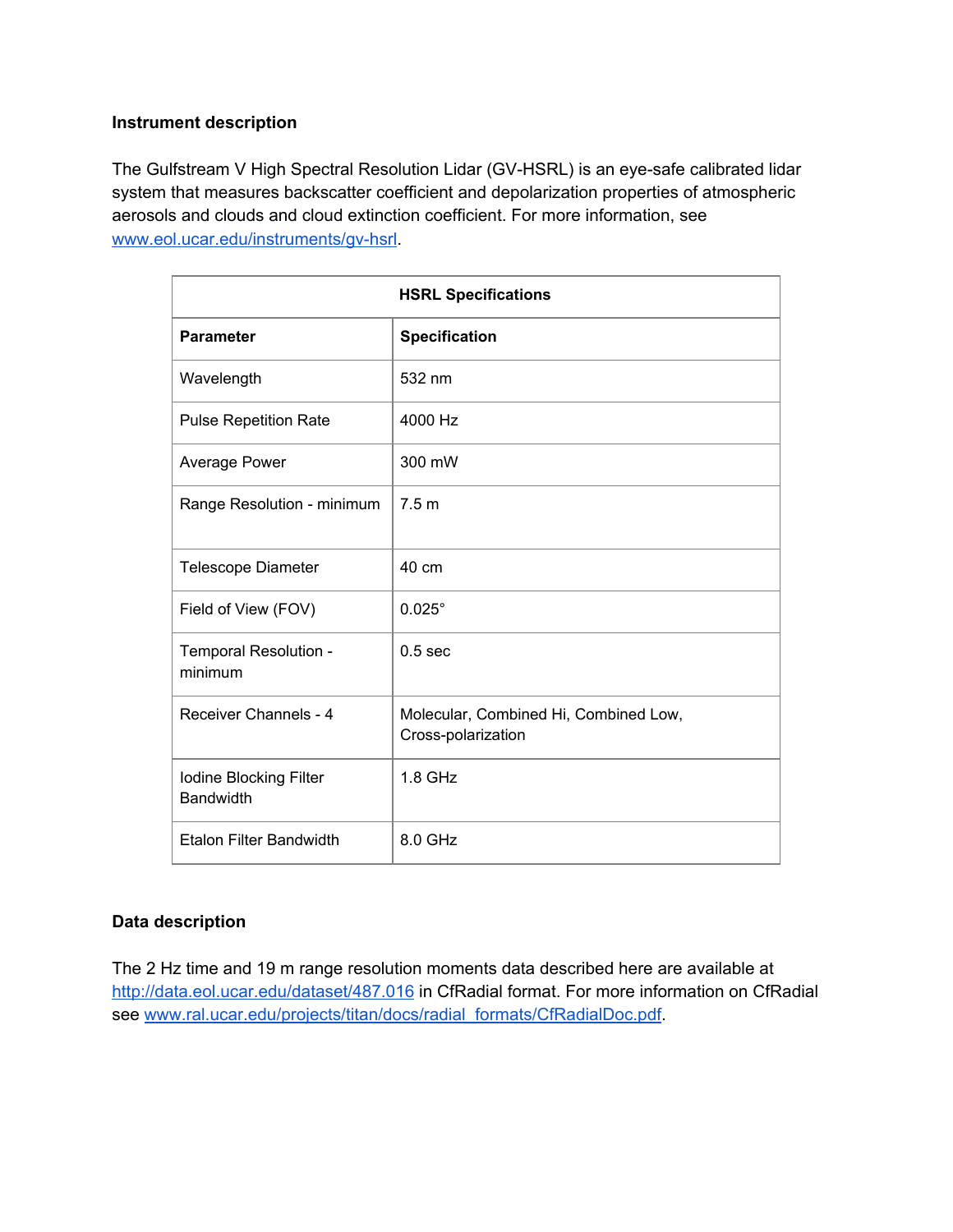### Instrument description

The Gulfstream V High Spectral Resolution Lidar (GV-HSRL) is an eye-safe calibrated lidar system that measures backscatter coefficient and depolarization properties of atmospheric aerosols and clouds and cloud extinction coefficient. For more information, see www.eol.ucar.edu/instruments/gv-hsrl.

| HSRL Specifications | |
|---|---|
| **Parameter** | **Specification** |
| Wavelength | 532 nm |
| Pulse Repetition Rate | 4000 Hz |
| Average Power | 300 mW |
| Range Resolution - minimum | 7.5 m |
| Telescope Diameter | 40 cm |
| Field of View (FOV) | 0.025° |
| Temporal Resolution - minimum | 0.5 sec |
| Receiver Channels - 4 | Molecular, Combined Hi, Combined Low, Cross-polarization |
| Iodine Blocking Filter Bandwidth | 1.8 GHz |
| Etalon Filter Bandwidth | 8.0 GHz |

### Data description

The 2 Hz time and 19 m range resolution moments data described here are available at http://data.eol.ucar.edu/dataset/487.016 in CfRadial format. For more information on CfRadial see www.ral.ucar.edu/projects/titan/docs/radial_formats/CfRadialDoc.pdf.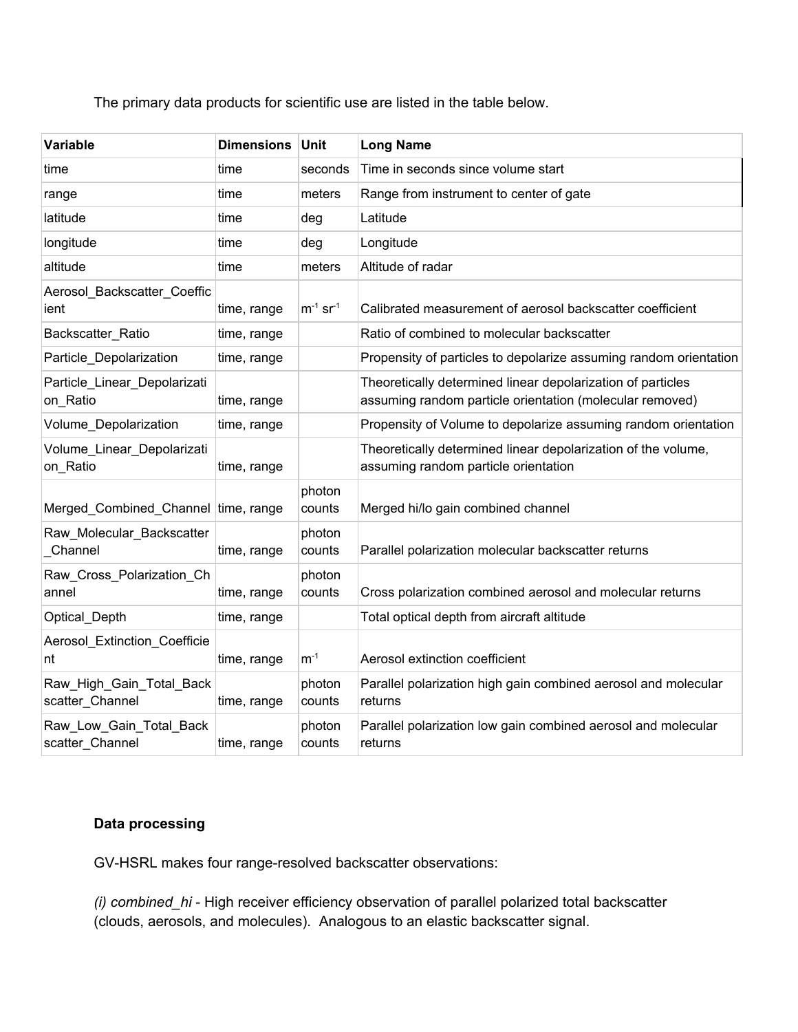The primary data products for scientific use are listed in the table below.

| Variable | Dimensions | Unit | Long Name |
| --- | --- | --- | --- |
| time | time | seconds | Time in seconds since volume start |
| range | time | meters | Range from instrument to center of gate |
| latitude | time | deg | Latitude |
| longitude | time | deg | Longitude |
| altitude | time | meters | Altitude of radar |
| Aerosol_Backscatter_Coefficient | time, range | $m^{-1}$ $sr^{-1}$ | Calibrated measurement of aerosol backscatter coefficient |
| Backscatter_Ratio | time, range | | Ratio of combined to molecular backscatter |
| Particle_Depolarization | time, range | | Propensity of particles to depolarize assuming random orientation |
| Particle_Linear_Depolarization_Ratio | time, range | | Theoretically determined linear depolarization of particles assuming random particle orientation (molecular removed) |
| Volume_Depolarization | time, range | | Propensity of Volume to depolarize assuming random orientation |
| Volume_Linear_Depolarization_Ratio | time, range | | Theoretically determined linear depolarization of the volume, assuming random particle orientation |
| Merged_Combined_Channel | time, range | photon counts | Merged hi/lo gain combined channel |
| Raw_Molecular_Backscatter_Channel | time, range | photon counts | Parallel polarization molecular backscatter returns |
| Raw_Cross_Polarization_Channel | time, range | photon counts | Cross polarization combined aerosol and molecular returns |
| Optical_Depth | time, range | | Total optical depth from aircraft altitude |
| Aerosol_Extinction_Coefficient | time, range | $m^{-1}$ | Aerosol extinction coefficient |
| Raw_High_Gain_Total_Backscatter_Channel | time, range | photon counts | Parallel polarization high gain combined aerosol and molecular returns |
| Raw_Low_Gain_Total_Backscatter_Channel | time, range | photon counts | Parallel polarization low gain combined aerosol and molecular returns |

**Data processing**

GV-HSRL makes four range-resolved backscatter observations:

*(i) combined_hi* - High receiver efficiency observation of parallel polarized total backscatter (clouds, aerosols, and molecules). Analogous to an elastic backscatter signal.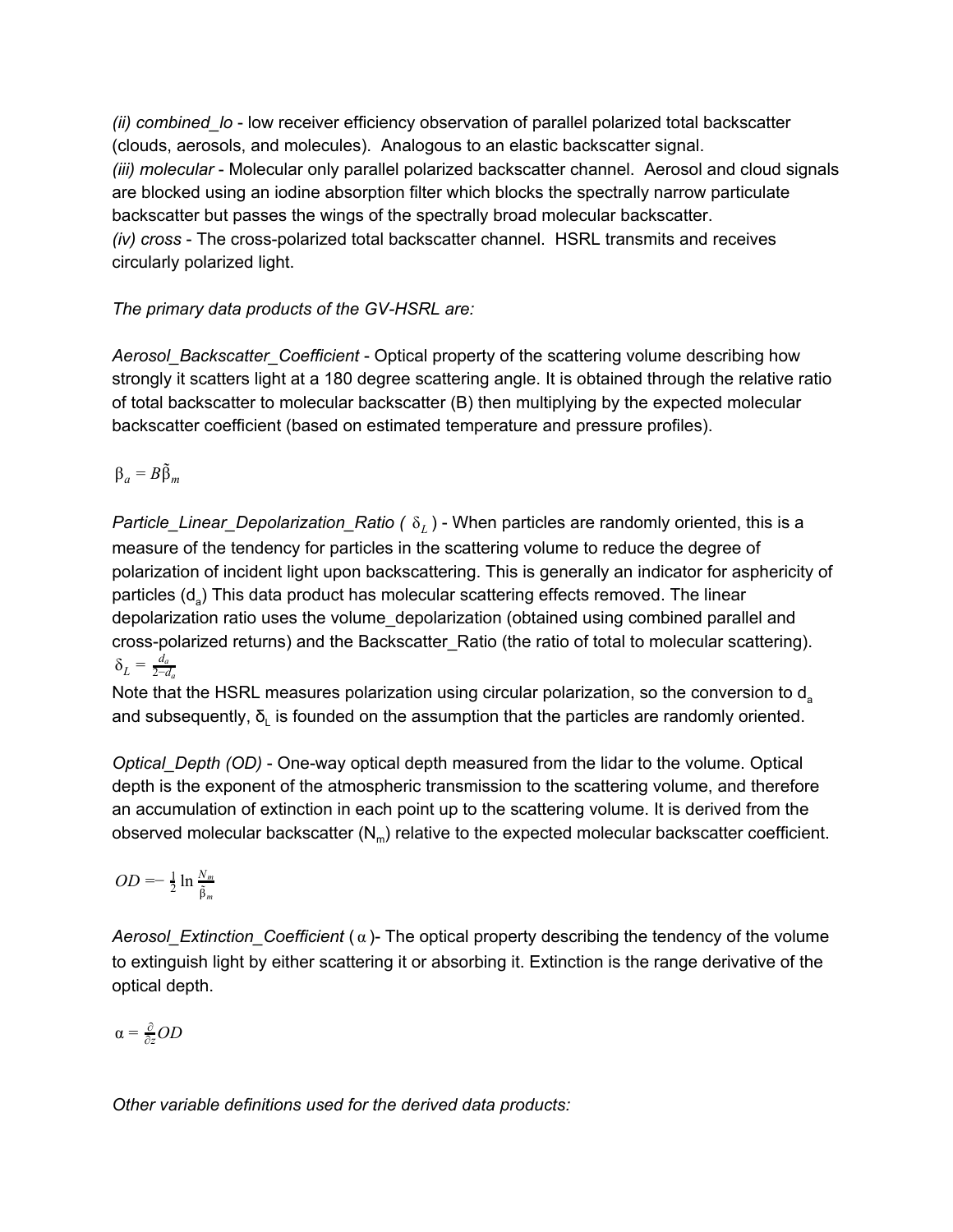*(ii) combined_lo* - low receiver efficiency observation of parallel polarized total backscatter (clouds, aerosols, and molecules). Analogous to an elastic backscatter signal.
*(iii) molecular* - Molecular only parallel polarized backscatter channel. Aerosol and cloud signals are blocked using an iodine absorption filter which blocks the spectrally narrow particulate backscatter but passes the wings of the spectrally broad molecular backscatter.
*(iv) cross* - The cross-polarized total backscatter channel. HSRL transmits and receives circularly polarized light.

*The primary data products of the GV-HSRL are:*

*Aerosol_Backscatter_Coefficient* - Optical property of the scattering volume describing how strongly it scatters light at a 180 degree scattering angle. It is obtained through the relative ratio of total backscatter to molecular backscatter (B) then multiplying by the expected molecular backscatter coefficient (based on estimated temperature and pressure profiles).

$$\beta_a = B\tilde{\beta}_m$$

*Particle_Linear_Depolarization_Ratio (* $\delta_L$ *)* - When particles are randomly oriented, this is a measure of the tendency for particles in the scattering volume to reduce the degree of polarization of incident light upon backscattering. This is generally an indicator for asphericity of particles ($d_a$) This data product has molecular scattering effects removed. The linear depolarization ratio uses the volume_depolarization (obtained using combined parallel and cross-polarized returns) and the Backscatter_Ratio (the ratio of total to molecular scattering).

$$\delta_L = \frac{d_a}{2-d_a}$$

Note that the HSRL measures polarization using circular polarization, so the conversion to $d_a$ and subsequently, $\delta_L$ is founded on the assumption that the particles are randomly oriented.

*Optical_Depth (OD)* - One-way optical depth measured from the lidar to the volume. Optical depth is the exponent of the atmospheric transmission to the scattering volume, and therefore an accumulation of extinction in each point up to the scattering volume. It is derived from the observed molecular backscatter ($N_m$) relative to the expected molecular backscatter coefficient.

$$OD = -\frac{1}{2}\ln\frac{N_m}{\tilde{\beta}_m}$$

*Aerosol_Extinction_Coefficient* ($\alpha$)- The optical property describing the tendency of the volume to extinguish light by either scattering it or absorbing it. Extinction is the range derivative of the optical depth.

$$\alpha = \frac{\partial}{\partial z}OD$$

*Other variable definitions used for the derived data products:*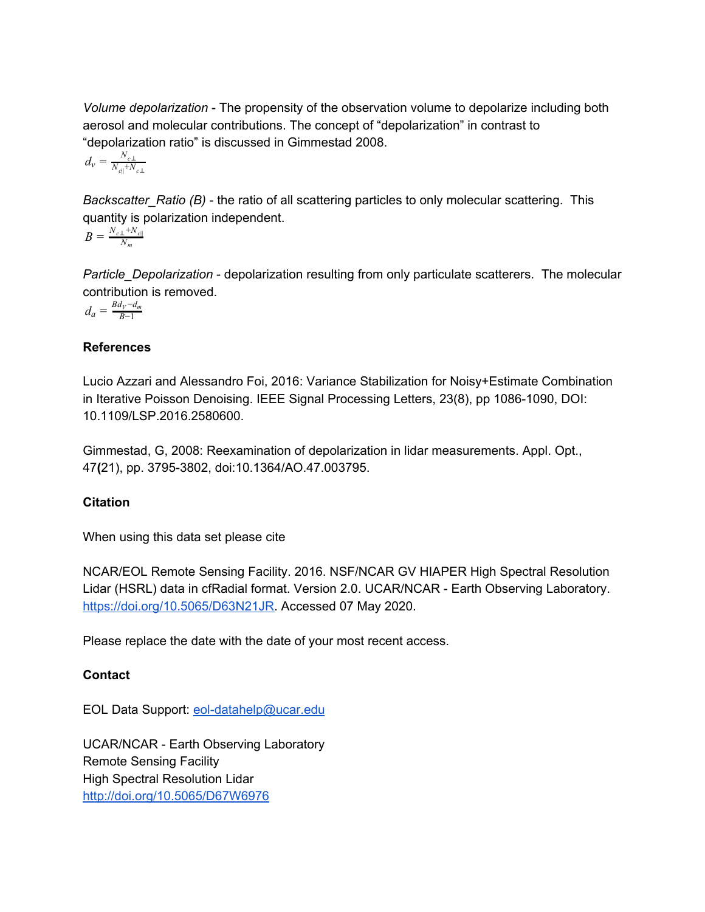*Volume depolarization* - The propensity of the observation volume to depolarize including both aerosol and molecular contributions. The concept of "depolarization" in contrast to "depolarization ratio" is discussed in Gimmestad 2008.

$$d_v = \frac{N_{c\perp}}{N_{c\parallel} + N_{c\perp}}$$

*Backscatter_Ratio (B)* - the ratio of all scattering particles to only molecular scattering. This quantity is polarization independent.

$$B = \frac{N_{c\perp} + N_{c\parallel}}{N_m}$$

*Particle_Depolarization* - depolarization resulting from only particulate scatterers. The molecular contribution is removed.

$$d_a = \frac{B d_V - d_m}{B - 1}$$

**References**

Lucio Azzari and Alessandro Foi, 2016: Variance Stabilization for Noisy+Estimate Combination in Iterative Poisson Denoising. IEEE Signal Processing Letters, 23(8), pp 1086-1090, DOI: 10.1109/LSP.2016.2580600.

Gimmestad, G, 2008: Reexamination of depolarization in lidar measurements. Appl. Opt., 47**(**21), pp. 3795-3802, doi:10.1364/AO.47.003795.

**Citation**

When using this data set please cite

NCAR/EOL Remote Sensing Facility. 2016. NSF/NCAR GV HIAPER High Spectral Resolution Lidar (HSRL) data in cfRadial format. Version 2.0. UCAR/NCAR - Earth Observing Laboratory. https://doi.org/10.5065/D63N21JR. Accessed 07 May 2020.

Please replace the date with the date of your most recent access.

**Contact**

EOL Data Support: eol-datahelp@ucar.edu

UCAR/NCAR - Earth Observing Laboratory
Remote Sensing Facility
High Spectral Resolution Lidar
http://doi.org/10.5065/D67W6976